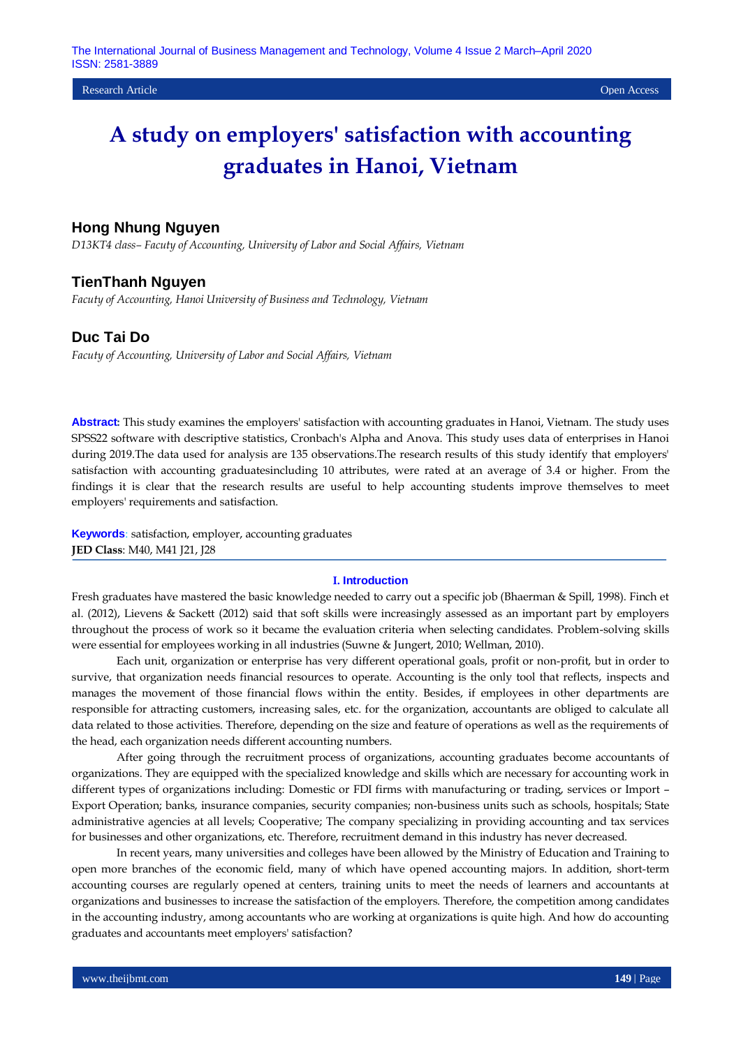Research Article | Open Access

# A study on employers' satisfaction with accounting graduates in Hanoi, Vietnam

## Hong Nhung Nguyen

*D13KT4 class– Facuty of Accounting, University of Labor and Social Affairs, Vietnam*

## TienThanh Nguyen

*Facuty of Accounting, Hanoi University of Business and Technology, Vietnam*

## Duc Tai Do

*Facuty of Accounting, University of Labor and Social Affairs, Vietnam*

**Abstract:** This study examines the employers' satisfaction with accounting graduates in Hanoi, Vietnam. The study uses SPSS22 software with descriptive statistics, Cronbach's Alpha and Anova. This study uses data of enterprises in Hanoi during 2019.The data used for analysis are 135 observations.The research results of this study identify that employers' satisfaction with accounting graduatesincluding 10 attributes, were rated at an average of 3.4 or higher. From the findings it is clear that the research results are useful to help accounting students improve themselves to meet employers' requirements and satisfaction.

**Keywords**: satisfaction, employer, accounting graduates
**JED Class**: M40, M41 J21, J28

## I. Introduction

Fresh graduates have mastered the basic knowledge needed to carry out a specific job (Bhaerman & Spill, 1998). Finch et al. (2012), Lievens & Sackett (2012) said that soft skills were increasingly assessed as an important part by employers throughout the process of work so it became the evaluation criteria when selecting candidates. Problem-solving skills were essential for employees working in all industries (Suwne & Jungert, 2010; Wellman, 2010).

Each unit, organization or enterprise has very different operational goals, profit or non-profit, but in order to survive, that organization needs financial resources to operate. Accounting is the only tool that reflects, inspects and manages the movement of those financial flows within the entity. Besides, if employees in other departments are responsible for attracting customers, increasing sales, etc. for the organization, accountants are obliged to calculate all data related to those activities. Therefore, depending on the size and feature of operations as well as the requirements of the head, each organization needs different accounting numbers.

After going through the recruitment process of organizations, accounting graduates become accountants of organizations. They are equipped with the specialized knowledge and skills which are necessary for accounting work in different types of organizations including: Domestic or FDI firms with manufacturing or trading, services or Import – Export Operation; banks, insurance companies, security companies; non-business units such as schools, hospitals; State administrative agencies at all levels; Cooperative; The company specializing in providing accounting and tax services for businesses and other organizations, etc. Therefore, recruitment demand in this industry has never decreased.

In recent years, many universities and colleges have been allowed by the Ministry of Education and Training to open more branches of the economic field, many of which have opened accounting majors. In addition, short-term accounting courses are regularly opened at centers, training units to meet the needs of learners and accountants at organizations and businesses to increase the satisfaction of the employers. Therefore, the competition among candidates in the accounting industry, among accountants who are working at organizations is quite high. And how do accounting graduates and accountants meet employers' satisfaction?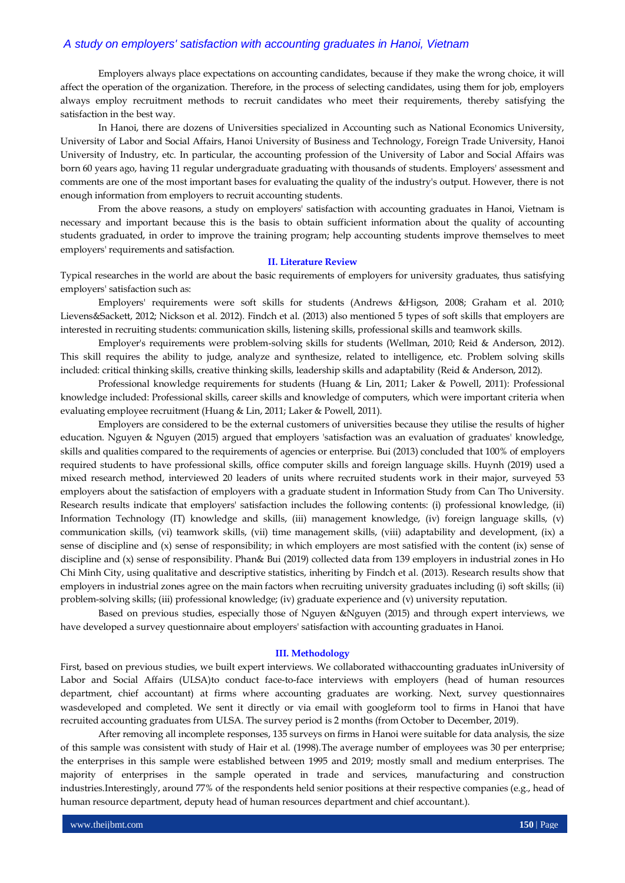Employers always place expectations on accounting candidates, because if they make the wrong choice, it will affect the operation of the organization. Therefore, in the process of selecting candidates, using them for job, employers always employ recruitment methods to recruit candidates who meet their requirements, thereby satisfying the satisfaction in the best way.

In Hanoi, there are dozens of Universities specialized in Accounting such as National Economics University, University of Labor and Social Affairs, Hanoi University of Business and Technology, Foreign Trade University, Hanoi University of Industry, etc. In particular, the accounting profession of the University of Labor and Social Affairs was born 60 years ago, having 11 regular undergraduate graduating with thousands of students. Employers' assessment and comments are one of the most important bases for evaluating the quality of the industry's output. However, there is not enough information from employers to recruit accounting students.

From the above reasons, a study on employers' satisfaction with accounting graduates in Hanoi, Vietnam is necessary and important because this is the basis to obtain sufficient information about the quality of accounting students graduated, in order to improve the training program; help accounting students improve themselves to meet employers' requirements and satisfaction.

## II. Literature Review

Typical researches in the world are about the basic requirements of employers for university graduates, thus satisfying employers' satisfaction such as:

Employers' requirements were soft skills for students (Andrews &Higson, 2008; Graham et al. 2010; Lievens&Sackett, 2012; Nickson et al. 2012). Findch et al. (2013) also mentioned 5 types of soft skills that employers are interested in recruiting students: communication skills, listening skills, professional skills and teamwork skills.

Employer's requirements were problem-solving skills for students (Wellman, 2010; Reid & Anderson, 2012). This skill requires the ability to judge, analyze and synthesize, related to intelligence, etc. Problem solving skills included: critical thinking skills, creative thinking skills, leadership skills and adaptability (Reid & Anderson, 2012).

Professional knowledge requirements for students (Huang & Lin, 2011; Laker & Powell, 2011): Professional knowledge included: Professional skills, career skills and knowledge of computers, which were important criteria when evaluating employee recruitment (Huang & Lin, 2011; Laker & Powell, 2011).

Employers are considered to be the external customers of universities because they utilise the results of higher education. Nguyen & Nguyen (2015) argued that employers 'satisfaction was an evaluation of graduates' knowledge, skills and qualities compared to the requirements of agencies or enterprise. Bui (2013) concluded that 100% of employers required students to have professional skills, office computer skills and foreign language skills. Huynh (2019) used a mixed research method, interviewed 20 leaders of units where recruited students work in their major, surveyed 53 employers about the satisfaction of employers with a graduate student in Information Study from Can Tho University. Research results indicate that employers' satisfaction includes the following contents: (i) professional knowledge, (ii) Information Technology (IT) knowledge and skills, (iii) management knowledge, (iv) foreign language skills, (v) communication skills, (vi) teamwork skills, (vii) time management skills, (viii) adaptability and development, (ix) a sense of discipline and (x) sense of responsibility; in which employers are most satisfied with the content (ix) sense of discipline and (x) sense of responsibility. Phan& Bui (2019) collected data from 139 employers in industrial zones in Ho Chi Minh City, using qualitative and descriptive statistics, inheriting by Findch et al. (2013). Research results show that employers in industrial zones agree on the main factors when recruiting university graduates including (i) soft skills; (ii) problem-solving skills; (iii) professional knowledge; (iv) graduate experience and (v) university reputation.

Based on previous studies, especially those of Nguyen &Nguyen (2015) and through expert interviews, we have developed a survey questionnaire about employers' satisfaction with accounting graduates in Hanoi.

## III. Methodology

First, based on previous studies, we built expert interviews. We collaborated withaccounting graduates inUniversity of Labor and Social Affairs (ULSA)to conduct face-to-face interviews with employers (head of human resources department, chief accountant) at firms where accounting graduates are working. Next, survey questionnaires wasdeveloped and completed. We sent it directly or via email with googleform tool to firms in Hanoi that have recruited accounting graduates from ULSA. The survey period is 2 months (from October to December, 2019).

After removing all incomplete responses, 135 surveys on firms in Hanoi were suitable for data analysis, the size of this sample was consistent with study of Hair et al. (1998).The average number of employees was 30 per enterprise; the enterprises in this sample were established between 1995 and 2019; mostly small and medium enterprises. The majority of enterprises in the sample operated in trade and services, manufacturing and construction industries.Interestingly, around 77% of the respondents held senior positions at their respective companies (e.g., head of human resource department, deputy head of human resources department and chief accountant.).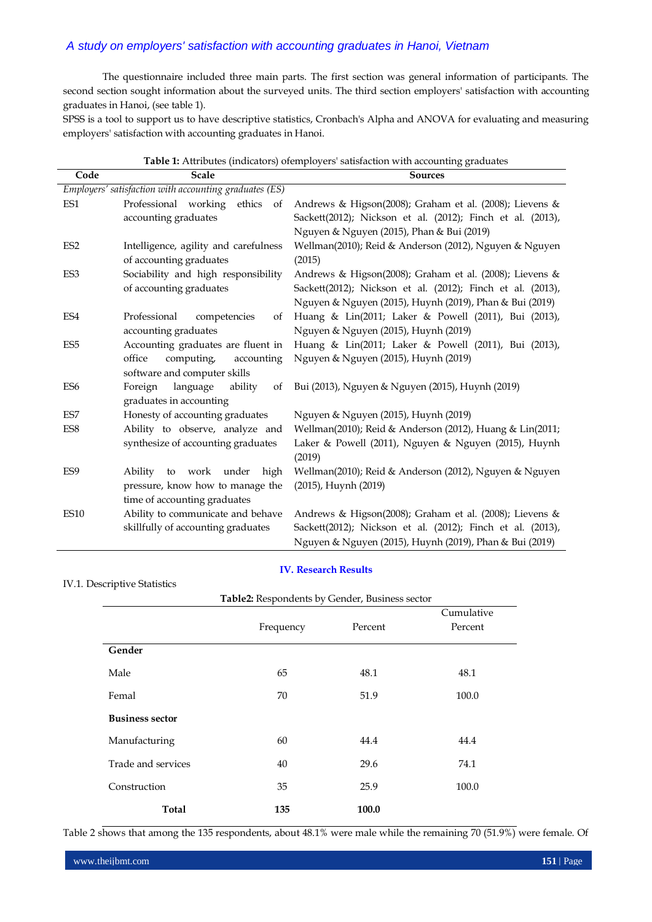The questionnaire included three main parts. The first section was general information of participants. The second section sought information about the surveyed units. The third section employers' satisfaction with accounting graduates in Hanoi, (see table 1).

SPSS is a tool to support us to have descriptive statistics, Cronbach's Alpha and ANOVA for evaluating and measuring employers' satisfaction with accounting graduates in Hanoi.

**Table 1:** Attributes (indicators) ofemployers' satisfaction with accounting graduates

| Code | Scale | Sources |
|---|---|---|
| *Employers' satisfaction with accounting graduates (ES)* | | |
| ES1 | Professional working ethics of accounting graduates | Andrews & Higson(2008); Graham et al. (2008); Lievens & Sackett(2012); Nickson et al. (2012); Finch et al. (2013), Nguyen & Nguyen (2015), Phan & Bui (2019) |
| ES2 | Intelligence, agility and carefulness of accounting graduates | Wellman(2010); Reid & Anderson (2012), Nguyen & Nguyen (2015) |
| ES3 | Sociability and high responsibility of accounting graduates | Andrews & Higson(2008); Graham et al. (2008); Lievens & Sackett(2012); Nickson et al. (2012); Finch et al. (2013), Nguyen & Nguyen (2015), Huynh (2019), Phan & Bui (2019) |
| ES4 | Professional competencies of accounting graduates | Huang & Lin(2011; Laker & Powell (2011), Bui (2013), Nguyen & Nguyen (2015), Huynh (2019) |
| ES5 | Accounting graduates are fluent in office computing, accounting software and computer skills | Huang & Lin(2011; Laker & Powell (2011), Bui (2013), Nguyen & Nguyen (2015), Huynh (2019) |
| ES6 | Foreign language ability of graduates in accounting | Bui (2013), Nguyen & Nguyen (2015), Huynh (2019) |
| ES7 | Honesty of accounting graduates | Nguyen & Nguyen (2015), Huynh (2019) |
| ES8 | Ability to observe, analyze and synthesize of accounting graduates | Wellman(2010); Reid & Anderson (2012), Huang & Lin(2011; Laker & Powell (2011), Nguyen & Nguyen (2015), Huynh (2019) |
| ES9 | Ability to work under high pressure, know how to manage the time of accounting graduates | Wellman(2010); Reid & Anderson (2012), Nguyen & Nguyen (2015), Huynh (2019) |
| ES10 | Ability to communicate and behave skillfully of accounting graduates | Andrews & Higson(2008); Graham et al. (2008); Lievens & Sackett(2012); Nickson et al. (2012); Finch et al. (2013), Nguyen & Nguyen (2015), Huynh (2019), Phan & Bui (2019) |

## IV. Research Results

IV.1. Descriptive Statistics

**Table2:** Respondents by Gender, Business sector

| | Frequency | Percent | Cumulative Percent |
|---|---|---|---|
| **Gender** | | | |
| Male | 65 | 48.1 | 48.1 |
| Femal | 70 | 51.9 | 100.0 |
| **Business sector** | | | |
| Manufacturing | 60 | 44.4 | 44.4 |
| Trade and services | 40 | 29.6 | 74.1 |
| Construction | 35 | 25.9 | 100.0 |
| **Total** | **135** | **100.0** | |

Table 2 shows that among the 135 respondents, about 48.1% were male while the remaining 70 (51.9%) were female. Of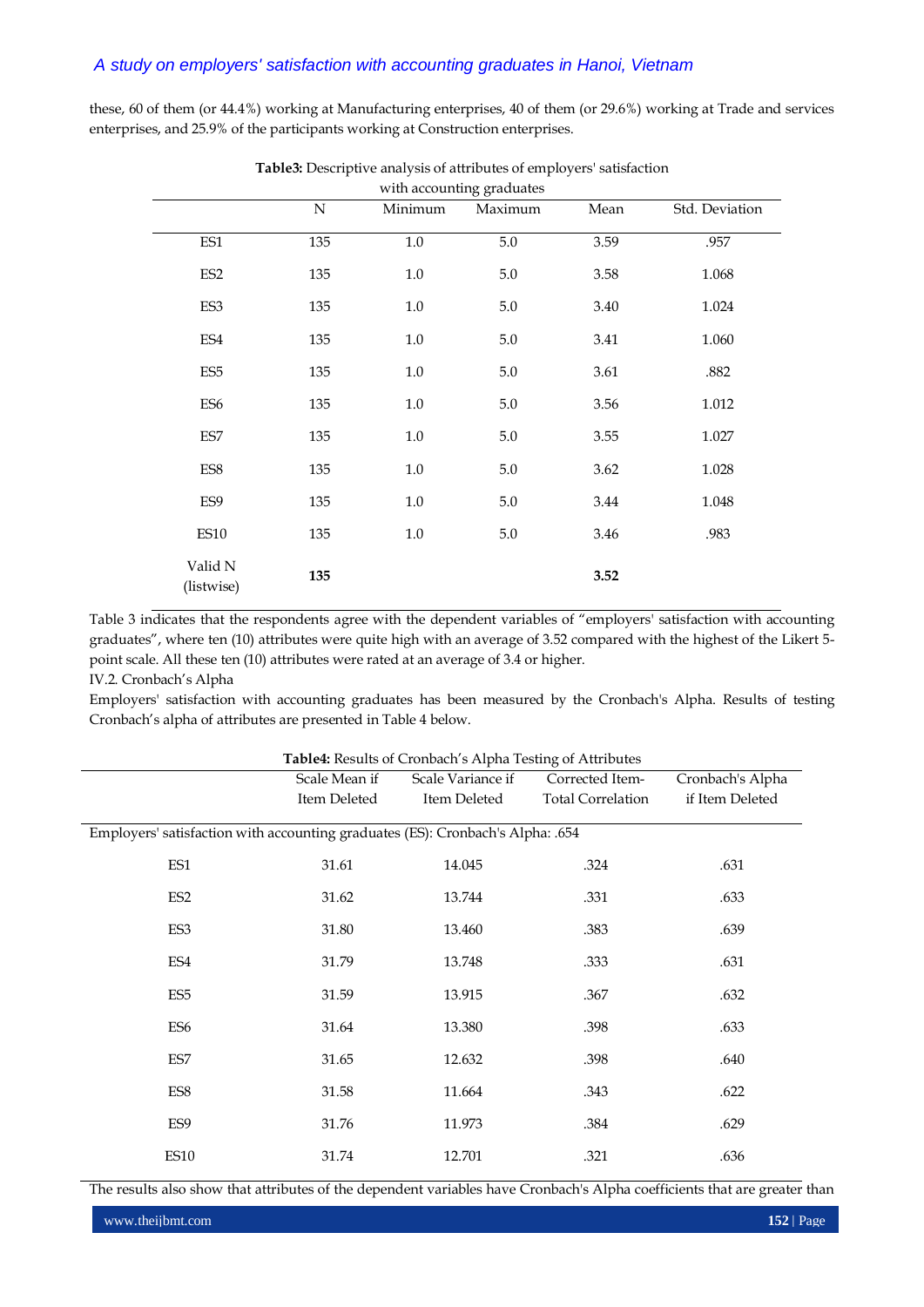these, 60 of them (or 44.4%) working at Manufacturing enterprises, 40 of them (or 29.6%) working at Trade and services enterprises, and 25.9% of the participants working at Construction enterprises.

**Table3:** Descriptive analysis of attributes of employers' satisfaction with accounting graduates

| | N | Minimum | Maximum | Mean | Std. Deviation |
|---|---|---|---|---|---|
| ES1 | 135 | 1.0 | 5.0 | 3.59 | .957 |
| ES2 | 135 | 1.0 | 5.0 | 3.58 | 1.068 |
| ES3 | 135 | 1.0 | 5.0 | 3.40 | 1.024 |
| ES4 | 135 | 1.0 | 5.0 | 3.41 | 1.060 |
| ES5 | 135 | 1.0 | 5.0 | 3.61 | .882 |
| ES6 | 135 | 1.0 | 5.0 | 3.56 | 1.012 |
| ES7 | 135 | 1.0 | 5.0 | 3.55 | 1.027 |
| ES8 | 135 | 1.0 | 5.0 | 3.62 | 1.028 |
| ES9 | 135 | 1.0 | 5.0 | 3.44 | 1.048 |
| ES10 | 135 | 1.0 | 5.0 | 3.46 | .983 |
| Valid N (listwise) | **135** | | | **3.52** | |

Table 3 indicates that the respondents agree with the dependent variables of "employers' satisfaction with accounting graduates", where ten (10) attributes were quite high with an average of 3.52 compared with the highest of the Likert 5-point scale. All these ten (10) attributes were rated at an average of 3.4 or higher.

IV.2. Cronbach's Alpha

Employers' satisfaction with accounting graduates has been measured by the Cronbach's Alpha. Results of testing Cronbach's alpha of attributes are presented in Table 4 below.

**Table4:** Results of Cronbach's Alpha Testing of Attributes

| | Scale Mean if Item Deleted | Scale Variance if Item Deleted | Corrected Item-Total Correlation | Cronbach's Alpha if Item Deleted |
|---|---|---|---|---|
| Employers' satisfaction with accounting graduates (ES): Cronbach's Alpha: .654 | | | | |
| ES1 | 31.61 | 14.045 | .324 | .631 |
| ES2 | 31.62 | 13.744 | .331 | .633 |
| ES3 | 31.80 | 13.460 | .383 | .639 |
| ES4 | 31.79 | 13.748 | .333 | .631 |
| ES5 | 31.59 | 13.915 | .367 | .632 |
| ES6 | 31.64 | 13.380 | .398 | .633 |
| ES7 | 31.65 | 12.632 | .398 | .640 |
| ES8 | 31.58 | 11.664 | .343 | .622 |
| ES9 | 31.76 | 11.973 | .384 | .629 |
| ES10 | 31.74 | 12.701 | .321 | .636 |

The results also show that attributes of the dependent variables have Cronbach's Alpha coefficients that are greater than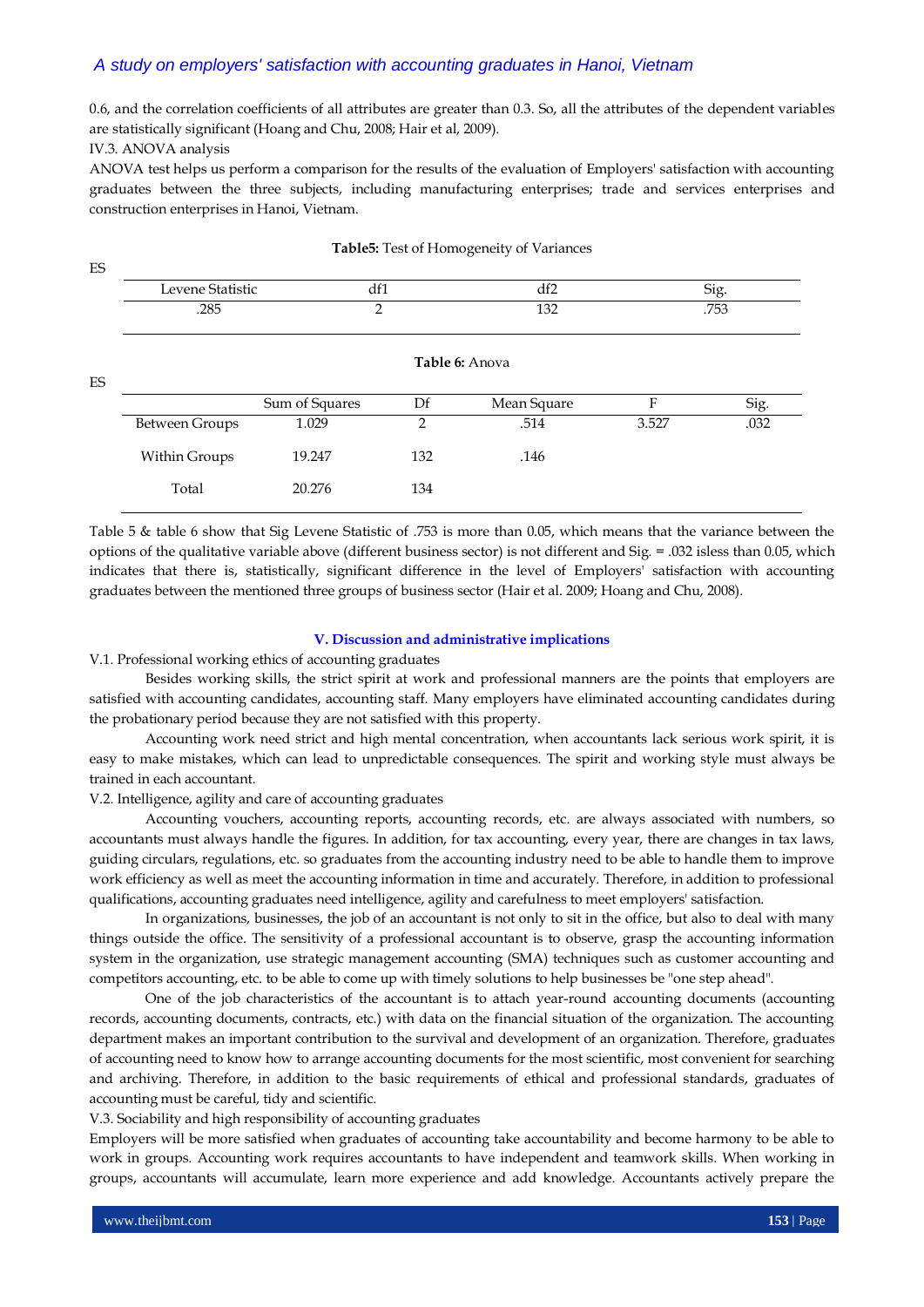0.6, and the correlation coefficients of all attributes are greater than 0.3. So, all the attributes of the dependent variables are statistically significant (Hoang and Chu, 2008; Hair et al, 2009).

IV.3. ANOVA analysis

ANOVA test helps us perform a comparison for the results of the evaluation of Employers' satisfaction with accounting graduates between the three subjects, including manufacturing enterprises; trade and services enterprises and construction enterprises in Hanoi, Vietnam.

**Table5:** Test of Homogeneity of Variances

ES

| Levene Statistic | df1 | df2 | Sig. |
|---|---|---|---|
| .285 | 2 | 132 | .753 |

**Table 6:** Anova

ES

| | Sum of Squares | Df | Mean Square | F | Sig. |
|---|---|---|---|---|---|
| Between Groups | 1.029 | 2 | .514 | 3.527 | .032 |
| Within Groups | 19.247 | 132 | .146 | | |
| Total | 20.276 | 134 | | | |

Table 5 & table 6 show that Sig Levene Statistic of .753 is more than 0.05, which means that the variance between the options of the qualitative variable above (different business sector) is not different and Sig. = .032 isless than 0.05, which indicates that there is, statistically, significant difference in the level of Employers' satisfaction with accounting graduates between the mentioned three groups of business sector (Hair et al. 2009; Hoang and Chu, 2008).

## V. Discussion and administrative implications

V.1. Professional working ethics of accounting graduates

Besides working skills, the strict spirit at work and professional manners are the points that employers are satisfied with accounting candidates, accounting staff. Many employers have eliminated accounting candidates during the probationary period because they are not satisfied with this property.

Accounting work need strict and high mental concentration, when accountants lack serious work spirit, it is easy to make mistakes, which can lead to unpredictable consequences. The spirit and working style must always be trained in each accountant.

V.2. Intelligence, agility and care of accounting graduates

Accounting vouchers, accounting reports, accounting records, etc. are always associated with numbers, so accountants must always handle the figures. In addition, for tax accounting, every year, there are changes in tax laws, guiding circulars, regulations, etc. so graduates from the accounting industry need to be able to handle them to improve work efficiency as well as meet the accounting information in time and accurately. Therefore, in addition to professional qualifications, accounting graduates need intelligence, agility and carefulness to meet employers' satisfaction.

In organizations, businesses, the job of an accountant is not only to sit in the office, but also to deal with many things outside the office. The sensitivity of a professional accountant is to observe, grasp the accounting information system in the organization, use strategic management accounting (SMA) techniques such as customer accounting and competitors accounting, etc. to be able to come up with timely solutions to help businesses be "one step ahead".

One of the job characteristics of the accountant is to attach year-round accounting documents (accounting records, accounting documents, contracts, etc.) with data on the financial situation of the organization. The accounting department makes an important contribution to the survival and development of an organization. Therefore, graduates of accounting need to know how to arrange accounting documents for the most scientific, most convenient for searching and archiving. Therefore, in addition to the basic requirements of ethical and professional standards, graduates of accounting must be careful, tidy and scientific.

V.3. Sociability and high responsibility of accounting graduates

Employers will be more satisfied when graduates of accounting take accountability and become harmony to be able to work in groups. Accounting work requires accountants to have independent and teamwork skills. When working in groups, accountants will accumulate, learn more experience and add knowledge. Accountants actively prepare the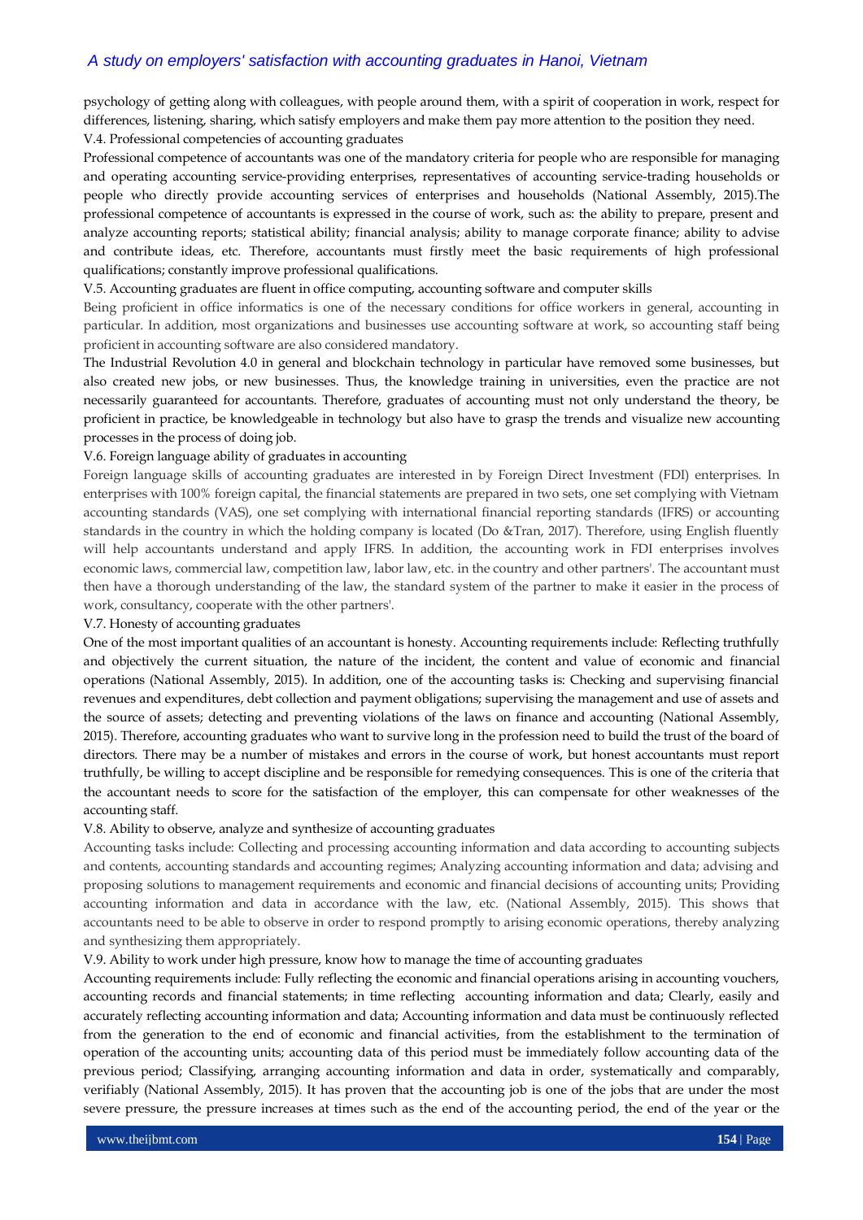psychology of getting along with colleagues, with people around them, with a spirit of cooperation in work, respect for differences, listening, sharing, which satisfy employers and make them pay more attention to the position they need.

V.4. Professional competencies of accounting graduates

Professional competence of accountants was one of the mandatory criteria for people who are responsible for managing and operating accounting service-providing enterprises, representatives of accounting service-trading households or people who directly provide accounting services of enterprises and households (National Assembly, 2015).The professional competence of accountants is expressed in the course of work, such as: the ability to prepare, present and analyze accounting reports; statistical ability; financial analysis; ability to manage corporate finance; ability to advise and contribute ideas, etc. Therefore, accountants must firstly meet the basic requirements of high professional qualifications; constantly improve professional qualifications.

V.5. Accounting graduates are fluent in office computing, accounting software and computer skills

Being proficient in office informatics is one of the necessary conditions for office workers in general, accounting in particular. In addition, most organizations and businesses use accounting software at work, so accounting staff being proficient in accounting software are also considered mandatory.

The Industrial Revolution 4.0 in general and blockchain technology in particular have removed some businesses, but also created new jobs, or new businesses. Thus, the knowledge training in universities, even the practice are not necessarily guaranteed for accountants. Therefore, graduates of accounting must not only understand the theory, be proficient in practice, be knowledgeable in technology but also have to grasp the trends and visualize new accounting processes in the process of doing job.

V.6. Foreign language ability of graduates in accounting

Foreign language skills of accounting graduates are interested in by Foreign Direct Investment (FDI) enterprises. In enterprises with 100% foreign capital, the financial statements are prepared in two sets, one set complying with Vietnam accounting standards (VAS), one set complying with international financial reporting standards (IFRS) or accounting standards in the country in which the holding company is located (Do &Tran, 2017). Therefore, using English fluently will help accountants understand and apply IFRS. In addition, the accounting work in FDI enterprises involves economic laws, commercial law, competition law, labor law, etc. in the country and other partners'. The accountant must then have a thorough understanding of the law, the standard system of the partner to make it easier in the process of work, consultancy, cooperate with the other partners'.

V.7. Honesty of accounting graduates

One of the most important qualities of an accountant is honesty. Accounting requirements include: Reflecting truthfully and objectively the current situation, the nature of the incident, the content and value of economic and financial operations (National Assembly, 2015). In addition, one of the accounting tasks is: Checking and supervising financial revenues and expenditures, debt collection and payment obligations; supervising the management and use of assets and the source of assets; detecting and preventing violations of the laws on finance and accounting (National Assembly, 2015). Therefore, accounting graduates who want to survive long in the profession need to build the trust of the board of directors. There may be a number of mistakes and errors in the course of work, but honest accountants must report truthfully, be willing to accept discipline and be responsible for remedying consequences. This is one of the criteria that the accountant needs to score for the satisfaction of the employer, this can compensate for other weaknesses of the accounting staff.

V.8. Ability to observe, analyze and synthesize of accounting graduates

Accounting tasks include: Collecting and processing accounting information and data according to accounting subjects and contents, accounting standards and accounting regimes; Analyzing accounting information and data; advising and proposing solutions to management requirements and economic and financial decisions of accounting units; Providing accounting information and data in accordance with the law, etc. (National Assembly, 2015). This shows that accountants need to be able to observe in order to respond promptly to arising economic operations, thereby analyzing and synthesizing them appropriately.

V.9. Ability to work under high pressure, know how to manage the time of accounting graduates

Accounting requirements include: Fully reflecting the economic and financial operations arising in accounting vouchers, accounting records and financial statements; in time reflecting accounting information and data; Clearly, easily and accurately reflecting accounting information and data; Accounting information and data must be continuously reflected from the generation to the end of economic and financial activities, from the establishment to the termination of operation of the accounting units; accounting data of this period must be immediately follow accounting data of the previous period; Classifying, arranging accounting information and data in order, systematically and comparably, verifiably (National Assembly, 2015). It has proven that the accounting job is one of the jobs that are under the most severe pressure, the pressure increases at times such as the end of the accounting period, the end of the year or the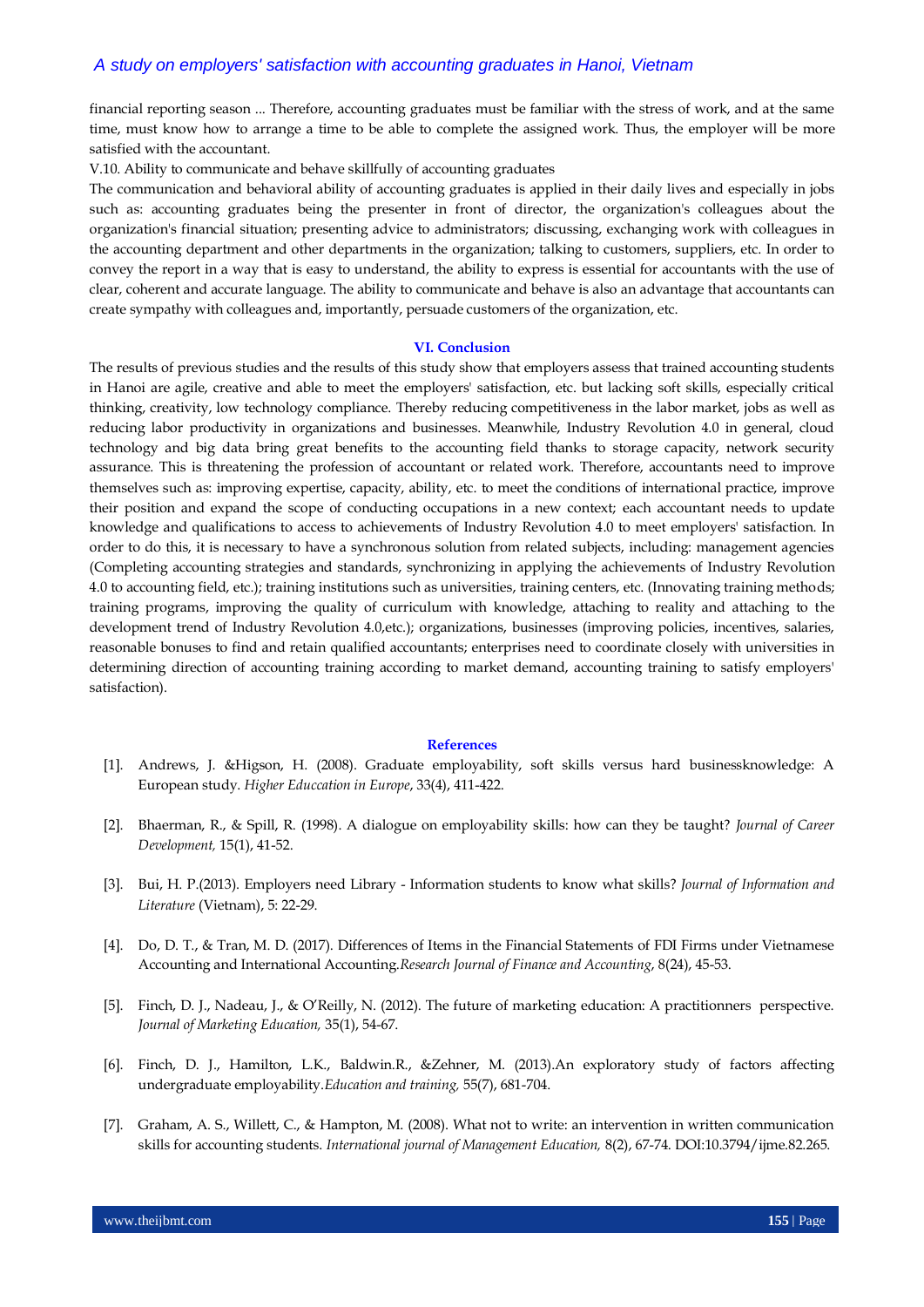financial reporting season ... Therefore, accounting graduates must be familiar with the stress of work, and at the same time, must know how to arrange a time to be able to complete the assigned work. Thus, the employer will be more satisfied with the accountant.

V.10. Ability to communicate and behave skillfully of accounting graduates

The communication and behavioral ability of accounting graduates is applied in their daily lives and especially in jobs such as: accounting graduates being the presenter in front of director, the organization's colleagues about the organization's financial situation; presenting advice to administrators; discussing, exchanging work with colleagues in the accounting department and other departments in the organization; talking to customers, suppliers, etc. In order to convey the report in a way that is easy to understand, the ability to express is essential for accountants with the use of clear, coherent and accurate language. The ability to communicate and behave is also an advantage that accountants can create sympathy with colleagues and, importantly, persuade customers of the organization, etc.

## VI. Conclusion

The results of previous studies and the results of this study show that employers assess that trained accounting students in Hanoi are agile, creative and able to meet the employers' satisfaction, etc. but lacking soft skills, especially critical thinking, creativity, low technology compliance. Thereby reducing competitiveness in the labor market, jobs as well as reducing labor productivity in organizations and businesses. Meanwhile, Industry Revolution 4.0 in general, cloud technology and big data bring great benefits to the accounting field thanks to storage capacity, network security assurance. This is threatening the profession of accountant or related work. Therefore, accountants need to improve themselves such as: improving expertise, capacity, ability, etc. to meet the conditions of international practice, improve their position and expand the scope of conducting occupations in a new context; each accountant needs to update knowledge and qualifications to access to achievements of Industry Revolution 4.0 to meet employers' satisfaction. In order to do this, it is necessary to have a synchronous solution from related subjects, including: management agencies (Completing accounting strategies and standards, synchronizing in applying the achievements of Industry Revolution 4.0 to accounting field, etc.); training institutions such as universities, training centers, etc. (Innovating training methods; training programs, improving the quality of curriculum with knowledge, attaching to reality and attaching to the development trend of Industry Revolution 4.0,etc.); organizations, businesses (improving policies, incentives, salaries, reasonable bonuses to find and retain qualified accountants; enterprises need to coordinate closely with universities in determining direction of accounting training according to market demand, accounting training to satisfy employers' satisfaction).

## References

[1]. Andrews, J. &Higson, H. (2008). Graduate employability, soft skills versus hard businessknowledge: A European study. *Higher Educcation in Europe*, 33(4), 411-422.

[2]. Bhaerman, R., & Spill, R. (1998). A dialogue on employability skills: how can they be taught? *Journal of Career Development,* 15(1), 41-52.

[3]. Bui, H. P.(2013). Employers need Library - Information students to know what skills? *Journal of Information and Literature* (Vietnam), 5: 22-29.

[4]. Do, D. T., & Tran, M. D. (2017). Differences of Items in the Financial Statements of FDI Firms under Vietnamese Accounting and International Accounting.*Research Journal of Finance and Accounting*, 8(24), 45-53.

[5]. Finch, D. J., Nadeau, J., & O'Reilly, N. (2012). The future of marketing education: A practitionners perspective. *Journal of Marketing Education,* 35(1), 54-67.

[6]. Finch, D. J., Hamilton, L.K., Baldwin.R., &Zehner, M. (2013).An exploratory study of factors affecting undergraduate employability.*Education and training,* 55(7), 681-704.

[7]. Graham, A. S., Willett, C., & Hampton, M. (2008). What not to write: an intervention in written communication skills for accounting students. *International journal of Management Education,* 8(2), 67-74. DOI:10.3794/ijme.82.265.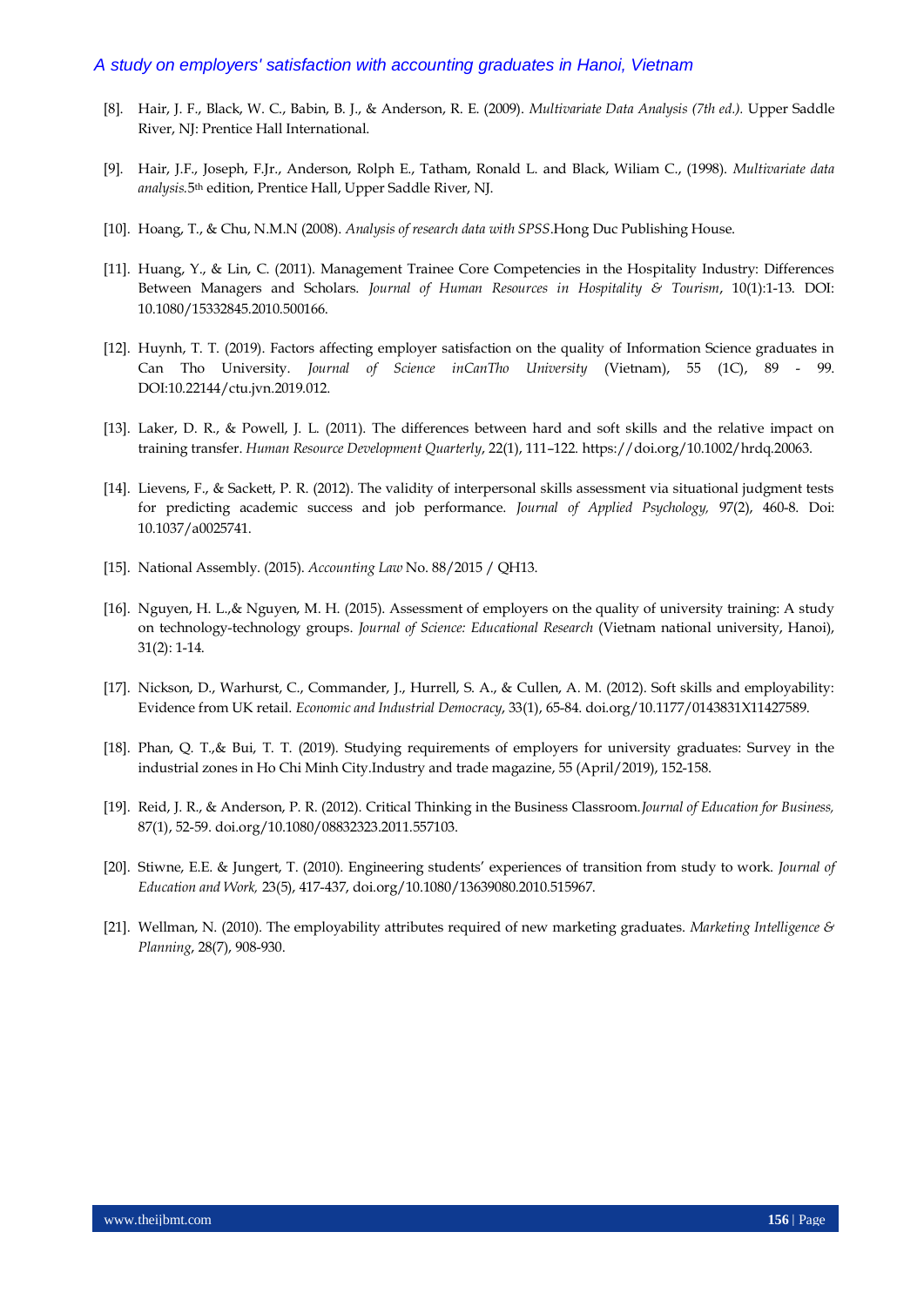[8]. Hair, J. F., Black, W. C., Babin, B. J., & Anderson, R. E. (2009). *Multivariate Data Analysis (7th ed.).* Upper Saddle River, NJ: Prentice Hall International.

[9]. Hair, J.F., Joseph, F.Jr., Anderson, Rolph E., Tatham, Ronald L. and Black, Wiliam C., (1998). *Multivariate data analysis.*5th edition, Prentice Hall, Upper Saddle River, NJ.

[10]. Hoang, T., & Chu, N.M.N (2008). *Analysis of research data with SPSS*.Hong Duc Publishing House.

[11]. Huang, Y., & Lin, C. (2011). Management Trainee Core Competencies in the Hospitality Industry: Differences Between Managers and Scholars. *Journal of Human Resources in Hospitality & Tourism*, 10(1):1-13. DOI: 10.1080/15332845.2010.500166.

[12]. Huynh, T. T. (2019). Factors affecting employer satisfaction on the quality of Information Science graduates in Can Tho University. *Journal of Science inCanTho University* (Vietnam), 55 (1C), 89 - 99. DOI:10.22144/ctu.jvn.2019.012.

[13]. Laker, D. R., & Powell, J. L. (2011). The differences between hard and soft skills and the relative impact on training transfer. *Human Resource Development Quarterly*, 22(1), 111–122. https://doi.org/10.1002/hrdq.20063.

[14]. Lievens, F., & Sackett, P. R. (2012). The validity of interpersonal skills assessment via situational judgment tests for predicting academic success and job performance. *Journal of Applied Psychology,* 97(2), 460-8. Doi: 10.1037/a0025741.

[15]. National Assembly. (2015). *Accounting Law* No. 88/2015 / QH13.

[16]. Nguyen, H. L.,& Nguyen, M. H. (2015). Assessment of employers on the quality of university training: A study on technology-technology groups. *Journal of Science: Educational Research* (Vietnam national university, Hanoi), 31(2): 1-14.

[17]. Nickson, D., Warhurst, C., Commander, J., Hurrell, S. A., & Cullen, A. M. (2012). Soft skills and employability: Evidence from UK retail. *Economic and Industrial Democracy*, 33(1), 65-84. doi.org/10.1177/0143831X11427589.

[18]. Phan, Q. T.,& Bui, T. T. (2019). Studying requirements of employers for university graduates: Survey in the industrial zones in Ho Chi Minh City.Industry and trade magazine, 55 (April/2019), 152-158.

[19]. Reid, J. R., & Anderson, P. R. (2012). Critical Thinking in the Business Classroom.*Journal of Education for Business,* 87(1), 52-59. doi.org/10.1080/08832323.2011.557103.

[20]. Stiwne, E.E. & Jungert, T. (2010). Engineering students' experiences of transition from study to work. *Journal of Education and Work,* 23(5), 417-437, doi.org/10.1080/13639080.2010.515967.

[21]. Wellman, N. (2010). The employability attributes required of new marketing graduates. *Marketing Intelligence & Planning*, 28(7), 908-930.